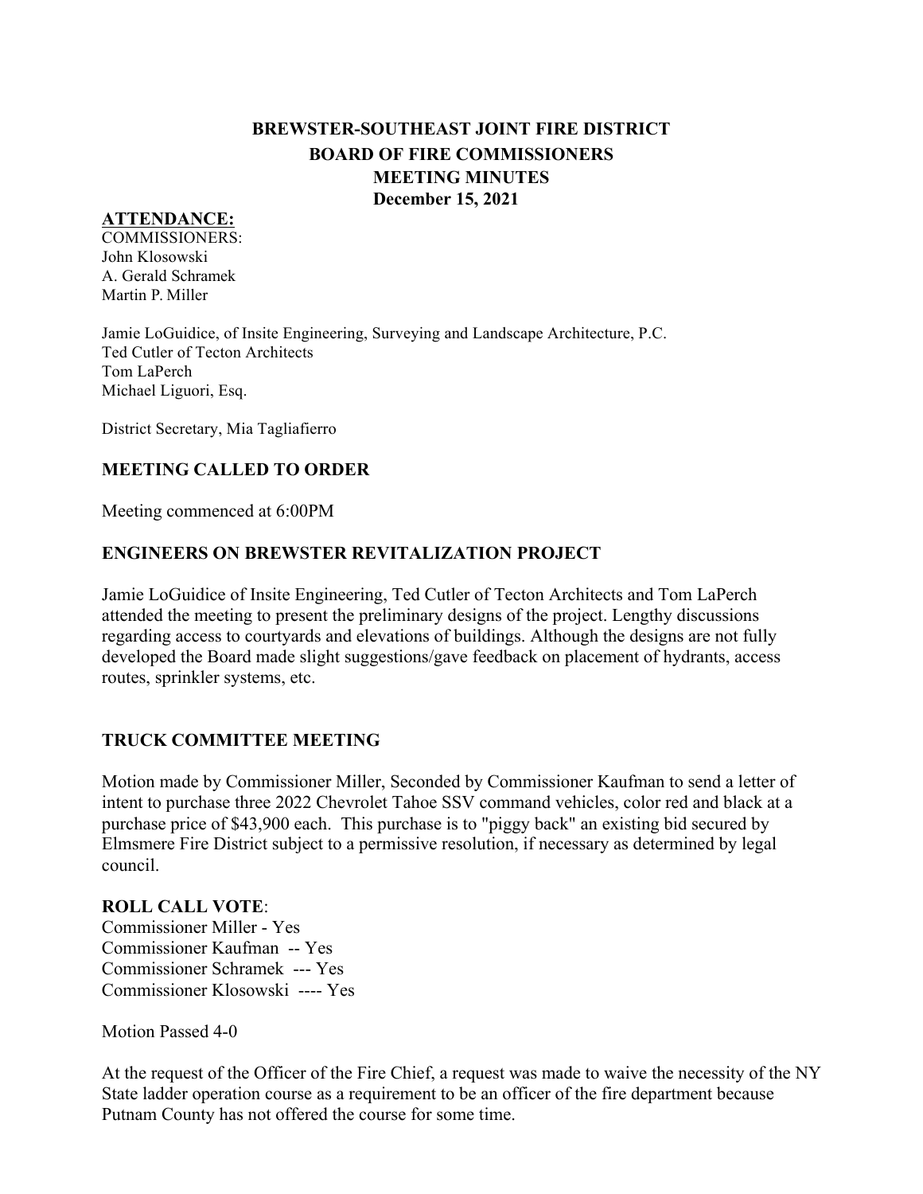# BREWSTER-SOUTHEAST JOINT FIRE DISTRICT
## BOARD OF FIRE COMMISSIONERS
## MEETING MINUTES
## December 15, 2021

**ATTENDANCE:**

COMMISSIONERS:
John Klosowski
A. Gerald Schramek
Martin P. Miller

Jamie LoGuidice, of Insite Engineering, Surveying and Landscape Architecture, P.C.
Ted Cutler of Tecton Architects
Tom LaPerch
Michael Liguori, Esq.

District Secretary, Mia Tagliafierro

### MEETING CALLED TO ORDER

Meeting commenced at 6:00PM

### ENGINEERS ON BREWSTER REVITALIZATION PROJECT

Jamie LoGuidice of Insite Engineering, Ted Cutler of Tecton Architects and Tom LaPerch attended the meeting to present the preliminary designs of the project. Lengthy discussions regarding access to courtyards and elevations of buildings. Although the designs are not fully developed the Board made slight suggestions/gave feedback on placement of hydrants, access routes, sprinkler systems, etc.

### TRUCK COMMITTEE MEETING

Motion made by Commissioner Miller, Seconded by Commissioner Kaufman to send a letter of intent to purchase three 2022 Chevrolet Tahoe SSV command vehicles, color red and black at a purchase price of $43,900 each. This purchase is to "piggy back" an existing bid secured by Elmsmere Fire District subject to a permissive resolution, if necessary as determined by legal council.

**ROLL CALL VOTE**:
Commissioner Miller - Yes
Commissioner Kaufman -- Yes
Commissioner Schramek --- Yes
Commissioner Klosowski ---- Yes

Motion Passed 4-0

At the request of the Officer of the Fire Chief, a request was made to waive the necessity of the NY State ladder operation course as a requirement to be an officer of the fire department because Putnam County has not offered the course for some time.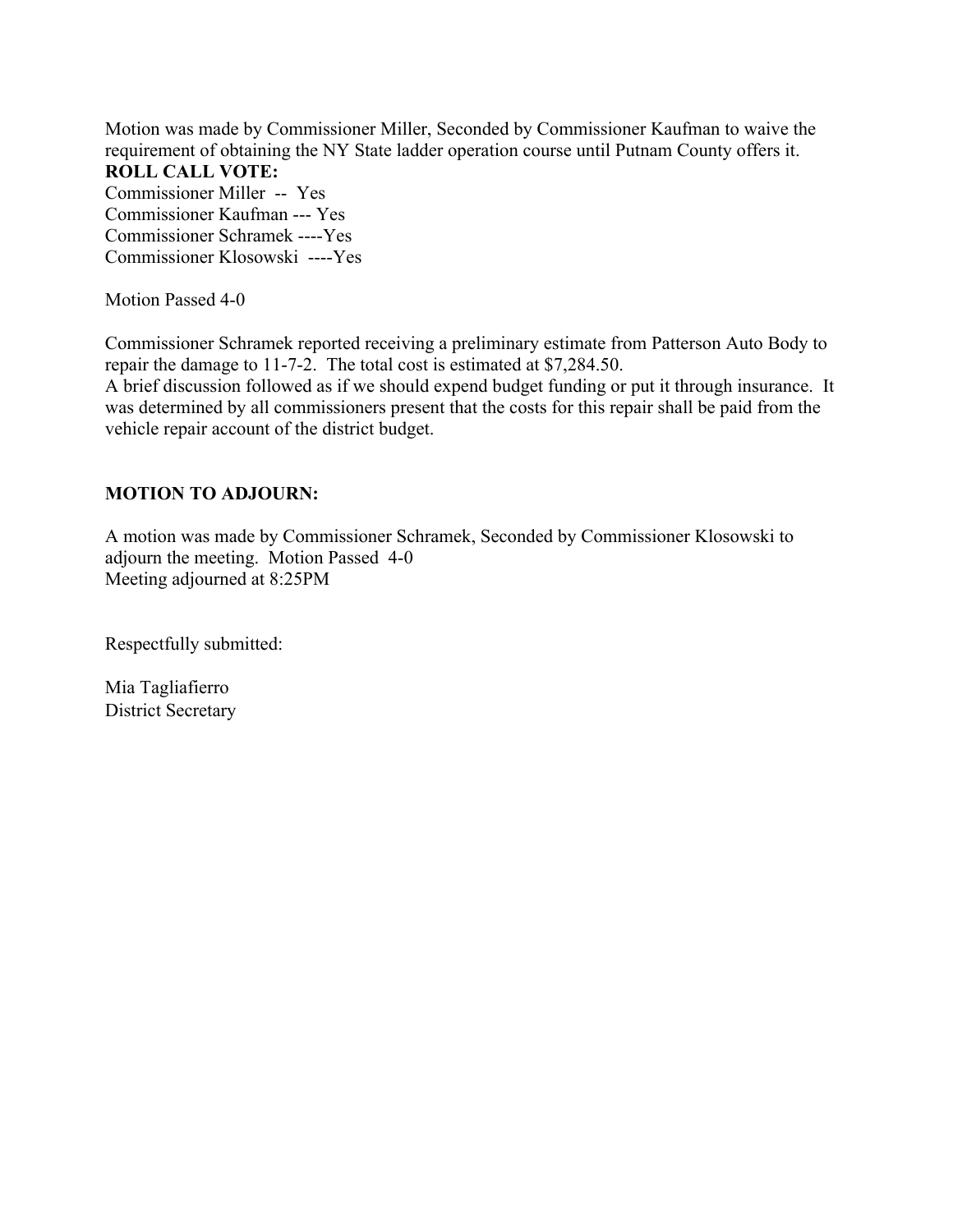Motion was made by Commissioner Miller, Seconded by Commissioner Kaufman to waive the requirement of obtaining the NY State ladder operation course until Putnam County offers it.

**ROLL CALL VOTE:**

Commissioner Miller -- Yes
Commissioner Kaufman --- Yes
Commissioner Schramek ----Yes
Commissioner Klosowski ----Yes

Motion Passed 4-0

Commissioner Schramek reported receiving a preliminary estimate from Patterson Auto Body to repair the damage to 11-7-2. The total cost is estimated at $7,284.50.
A brief discussion followed as if we should expend budget funding or put it through insurance. It was determined by all commissioners present that the costs for this repair shall be paid from the vehicle repair account of the district budget.

**MOTION TO ADJOURN:**

A motion was made by Commissioner Schramek, Seconded by Commissioner Klosowski to adjourn the meeting. Motion Passed 4-0
Meeting adjourned at 8:25PM

Respectfully submitted:

Mia Tagliafierro
District Secretary